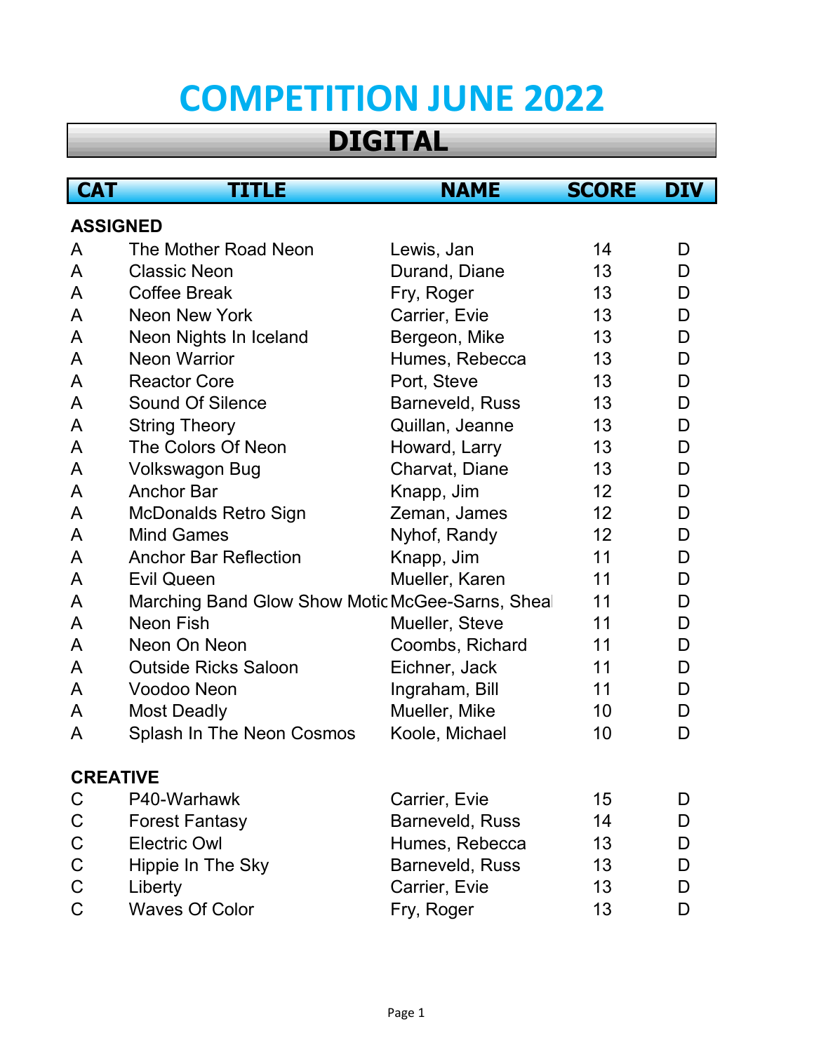# COMPETITION JUNE 2022

## DIGITAL

| CAT | TITLE | NAME | SCORE | DIV |
|---|---|---|---|---|
| **ASSIGNED** | | | | |
| A | The Mother Road Neon | Lewis, Jan | 14 | D |
| A | Classic Neon | Durand, Diane | 13 | D |
| A | Coffee Break | Fry, Roger | 13 | D |
| A | Neon New York | Carrier, Evie | 13 | D |
| A | Neon Nights In Iceland | Bergeon, Mike | 13 | D |
| A | Neon Warrior | Humes, Rebecca | 13 | D |
| A | Reactor Core | Port, Steve | 13 | D |
| A | Sound Of Silence | Barneveld, Russ | 13 | D |
| A | String Theory | Quillan, Jeanne | 13 | D |
| A | The Colors Of Neon | Howard, Larry | 13 | D |
| A | Volkswagon Bug | Charvat, Diane | 13 | D |
| A | Anchor Bar | Knapp, Jim | 12 | D |
| A | McDonalds Retro Sign | Zeman, James | 12 | D |
| A | Mind Games | Nyhof, Randy | 12 | D |
| A | Anchor Bar Reflection | Knapp, Jim | 11 | D |
| A | Evil Queen | Mueller, Karen | 11 | D |
| A | Marching Band Glow Show Motic | McGee-Sarns, Sheal | 11 | D |
| A | Neon Fish | Mueller, Steve | 11 | D |
| A | Neon On Neon | Coombs, Richard | 11 | D |
| A | Outside Ricks Saloon | Eichner, Jack | 11 | D |
| A | Voodoo Neon | Ingraham, Bill | 11 | D |
| A | Most Deadly | Mueller, Mike | 10 | D |
| A | Splash In The Neon Cosmos | Koole, Michael | 10 | D |
| **CREATIVE** | | | | |
| C | P40-Warhawk | Carrier, Evie | 15 | D |
| C | Forest Fantasy | Barneveld, Russ | 14 | D |
| C | Electric Owl | Humes, Rebecca | 13 | D |
| C | Hippie In The Sky | Barneveld, Russ | 13 | D |
| C | Liberty | Carrier, Evie | 13 | D |
| C | Waves Of Color | Fry, Roger | 13 | D |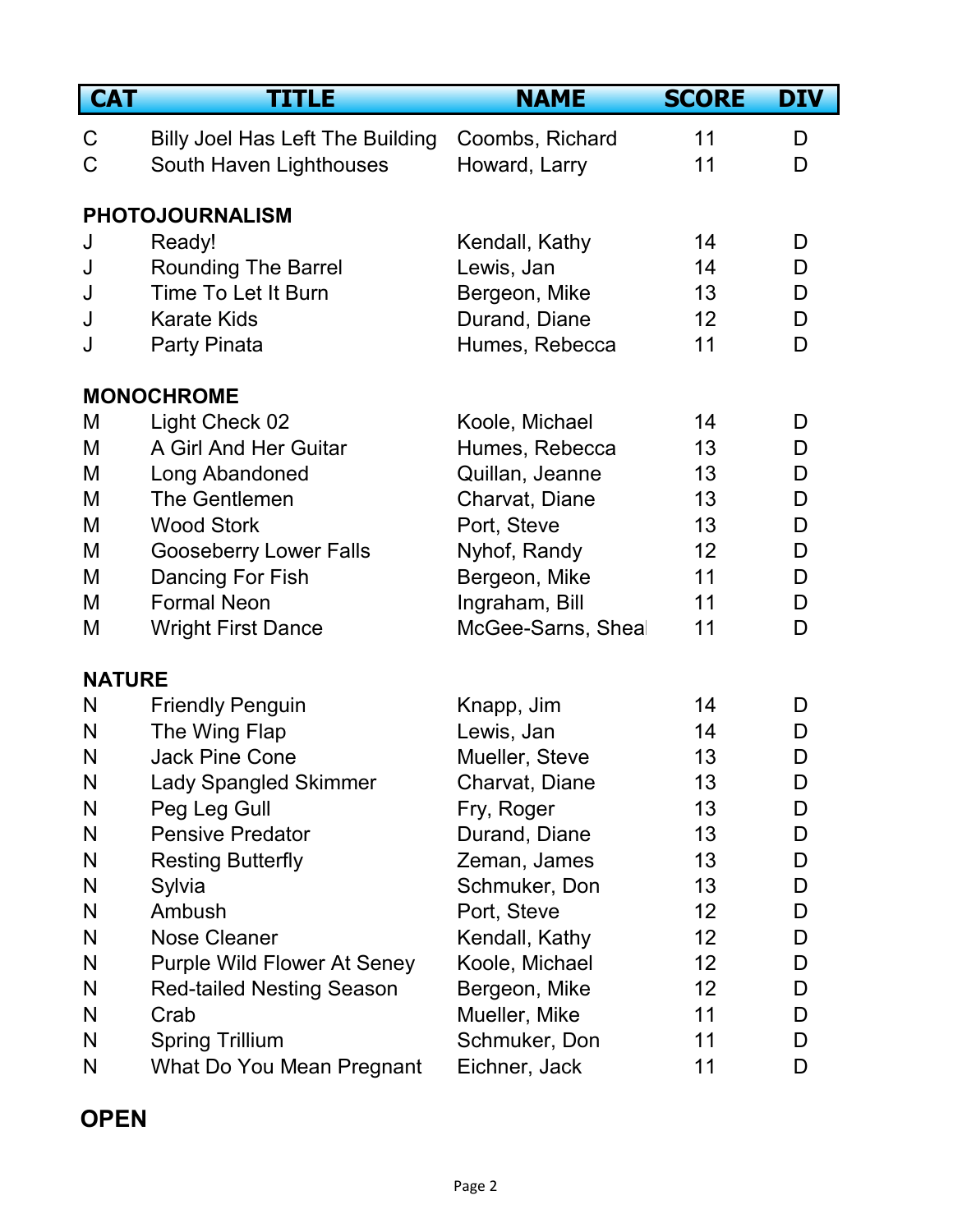| CAT | TITLE | NAME | SCORE | DIV |
|---|---|---|---|---|
| C | Billy Joel Has Left The Building | Coombs, Richard | 11 | D |
| C | South Haven Lighthouses | Howard, Larry | 11 | D |
| **PHOTOJOURNALISM** | | | | |
| J | Ready! | Kendall, Kathy | 14 | D |
| J | Rounding The Barrel | Lewis, Jan | 14 | D |
| J | Time To Let It Burn | Bergeon, Mike | 13 | D |
| J | Karate Kids | Durand, Diane | 12 | D |
| J | Party Pinata | Humes, Rebecca | 11 | D |
| **MONOCHROME** | | | | |
| M | Light Check 02 | Koole, Michael | 14 | D |
| M | A Girl And Her Guitar | Humes, Rebecca | 13 | D |
| M | Long Abandoned | Quillan, Jeanne | 13 | D |
| M | The Gentlemen | Charvat, Diane | 13 | D |
| M | Wood Stork | Port, Steve | 13 | D |
| M | Gooseberry Lower Falls | Nyhof, Randy | 12 | D |
| M | Dancing For Fish | Bergeon, Mike | 11 | D |
| M | Formal Neon | Ingraham, Bill | 11 | D |
| M | Wright First Dance | McGee-Sarns, Sheal | 11 | D |
| **NATURE** | | | | |
| N | Friendly Penguin | Knapp, Jim | 14 | D |
| N | The Wing Flap | Lewis, Jan | 14 | D |
| N | Jack Pine Cone | Mueller, Steve | 13 | D |
| N | Lady Spangled Skimmer | Charvat, Diane | 13 | D |
| N | Peg Leg Gull | Fry, Roger | 13 | D |
| N | Pensive Predator | Durand, Diane | 13 | D |
| N | Resting Butterfly | Zeman, James | 13 | D |
| N | Sylvia | Schmuker, Don | 13 | D |
| N | Ambush | Port, Steve | 12 | D |
| N | Nose Cleaner | Kendall, Kathy | 12 | D |
| N | Purple Wild Flower At Seney | Koole, Michael | 12 | D |
| N | Red-tailed Nesting Season | Bergeon, Mike | 12 | D |
| N | Crab | Mueller, Mike | 11 | D |
| N | Spring Trillium | Schmuker, Don | 11 | D |
| N | What Do You Mean Pregnant | Eichner, Jack | 11 | D |

## OPEN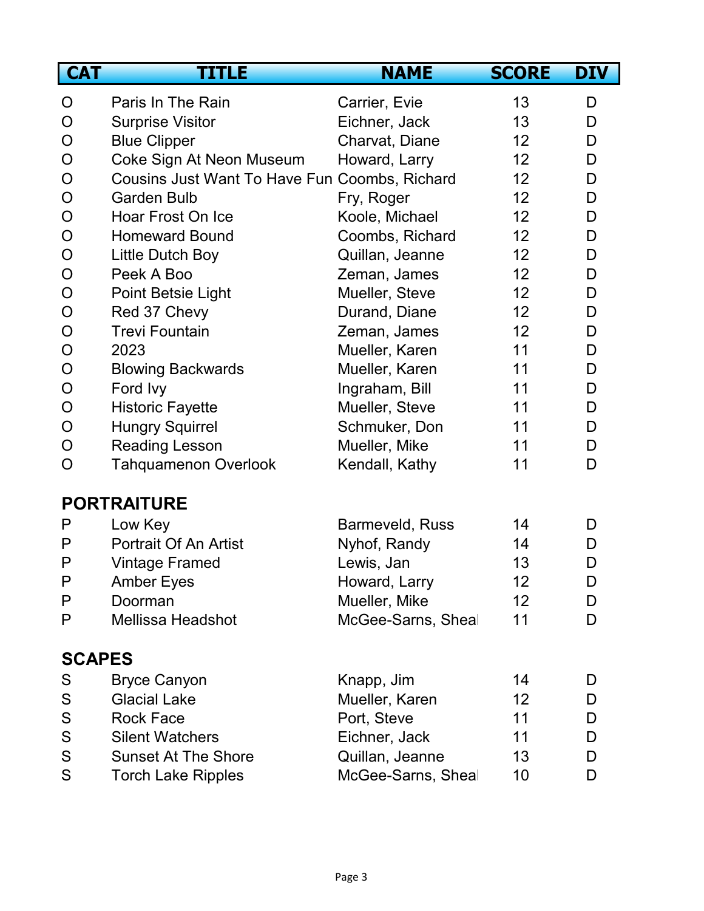| CAT | TITLE | NAME | SCORE | DIV |
|---|---|---|---|---|
| O | Paris In The Rain | Carrier, Evie | 13 | D |
| O | Surprise Visitor | Eichner, Jack | 13 | D |
| O | Blue Clipper | Charvat, Diane | 12 | D |
| O | Coke Sign At Neon Museum | Howard, Larry | 12 | D |
| O | Cousins Just Want To Have Fun | Coombs, Richard | 12 | D |
| O | Garden Bulb | Fry, Roger | 12 | D |
| O | Hoar Frost On Ice | Koole, Michael | 12 | D |
| O | Homeward Bound | Coombs, Richard | 12 | D |
| O | Little Dutch Boy | Quillan, Jeanne | 12 | D |
| O | Peek A Boo | Zeman, James | 12 | D |
| O | Point Betsie Light | Mueller, Steve | 12 | D |
| O | Red 37 Chevy | Durand, Diane | 12 | D |
| O | Trevi Fountain | Zeman, James | 12 | D |
| O | 2023 | Mueller, Karen | 11 | D |
| O | Blowing Backwards | Mueller, Karen | 11 | D |
| O | Ford Ivy | Ingraham, Bill | 11 | D |
| O | Historic Fayette | Mueller, Steve | 11 | D |
| O | Hungry Squirrel | Schmuker, Don | 11 | D |
| O | Reading Lesson | Mueller, Mike | 11 | D |
| O | Tahquamenon Overlook | Kendall, Kathy | 11 | D |

## PORTRAITURE

| CAT | TITLE | NAME | SCORE | DIV |
|---|---|---|---|---|
| P | Low Key | Barmeveld, Russ | 14 | D |
| P | Portrait Of An Artist | Nyhof, Randy | 14 | D |
| P | Vintage Framed | Lewis, Jan | 13 | D |
| P | Amber Eyes | Howard, Larry | 12 | D |
| P | Doorman | Mueller, Mike | 12 | D |
| P | Mellissa Headshot | McGee-Sarns, Sheal | 11 | D |

## SCAPES

| CAT | TITLE | NAME | SCORE | DIV |
|---|---|---|---|---|
| S | Bryce Canyon | Knapp, Jim | 14 | D |
| S | Glacial Lake | Mueller, Karen | 12 | D |
| S | Rock Face | Port, Steve | 11 | D |
| S | Silent Watchers | Eichner, Jack | 11 | D |
| S | Sunset At The Shore | Quillan, Jeanne | 13 | D |
| S | Torch Lake Ripples | McGee-Sarns, Sheal | 10 | D |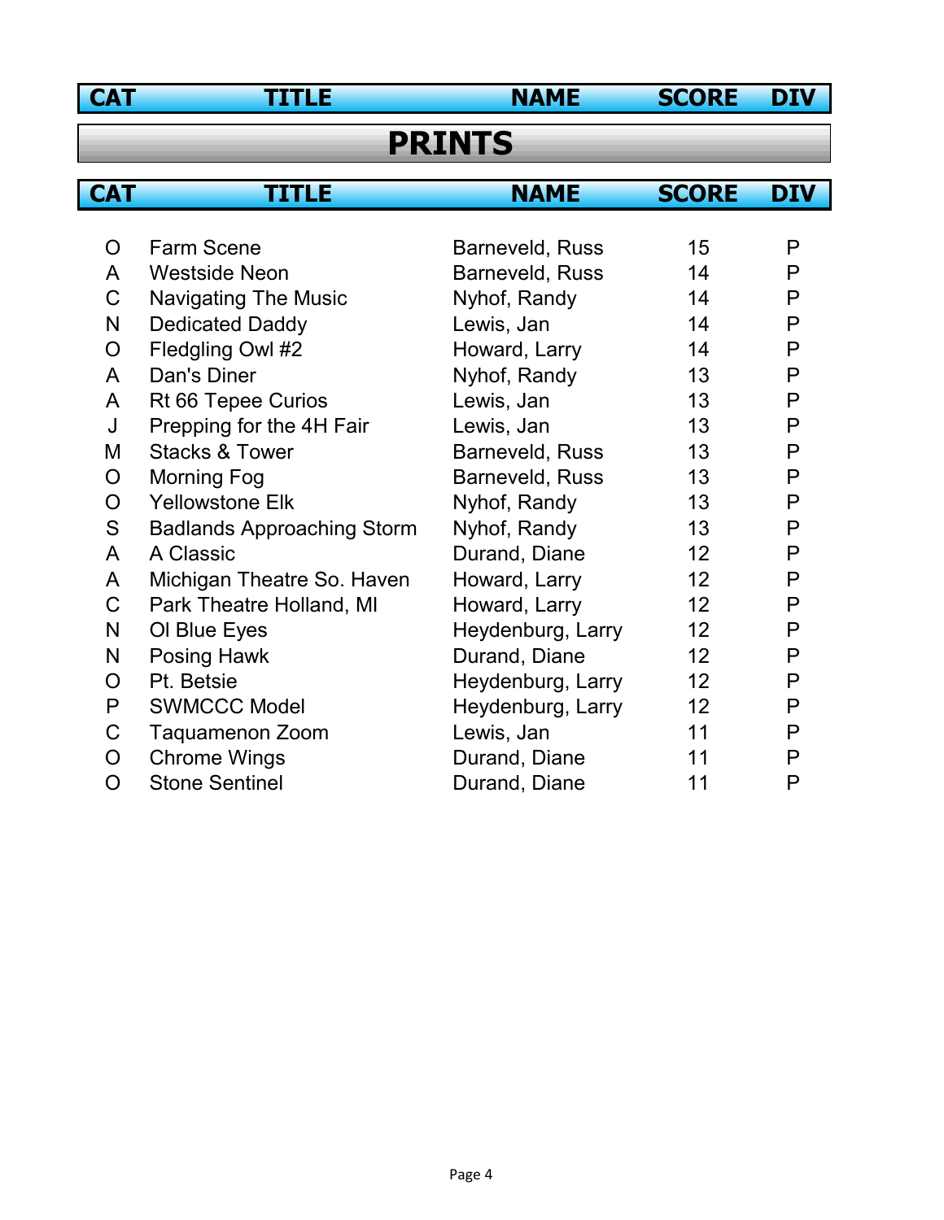| CAT | TITLE | NAME | SCORE | DIV |
|---|---|---|---|---|

## PRINTS

| CAT | TITLE | NAME | SCORE | DIV |
|---|---|---|---|---|
| O | Farm Scene | Barneveld, Russ | 15 | P |
| A | Westside Neon | Barneveld, Russ | 14 | P |
| C | Navigating The Music | Nyhof, Randy | 14 | P |
| N | Dedicated Daddy | Lewis, Jan | 14 | P |
| O | Fledgling Owl #2 | Howard, Larry | 14 | P |
| A | Dan's Diner | Nyhof, Randy | 13 | P |
| A | Rt 66 Tepee Curios | Lewis, Jan | 13 | P |
| J | Prepping for the 4H Fair | Lewis, Jan | 13 | P |
| M | Stacks & Tower | Barneveld, Russ | 13 | P |
| O | Morning Fog | Barneveld, Russ | 13 | P |
| O | Yellowstone Elk | Nyhof, Randy | 13 | P |
| S | Badlands Approaching Storm | Nyhof, Randy | 13 | P |
| A | A Classic | Durand, Diane | 12 | P |
| A | Michigan Theatre So. Haven | Howard, Larry | 12 | P |
| C | Park Theatre Holland, MI | Howard, Larry | 12 | P |
| N | Ol Blue Eyes | Heydenburg, Larry | 12 | P |
| N | Posing Hawk | Durand, Diane | 12 | P |
| O | Pt. Betsie | Heydenburg, Larry | 12 | P |
| P | SWMCCC Model | Heydenburg, Larry | 12 | P |
| C | Taquamenon Zoom | Lewis, Jan | 11 | P |
| O | Chrome Wings | Durand, Diane | 11 | P |
| O | Stone Sentinel | Durand, Diane | 11 | P |